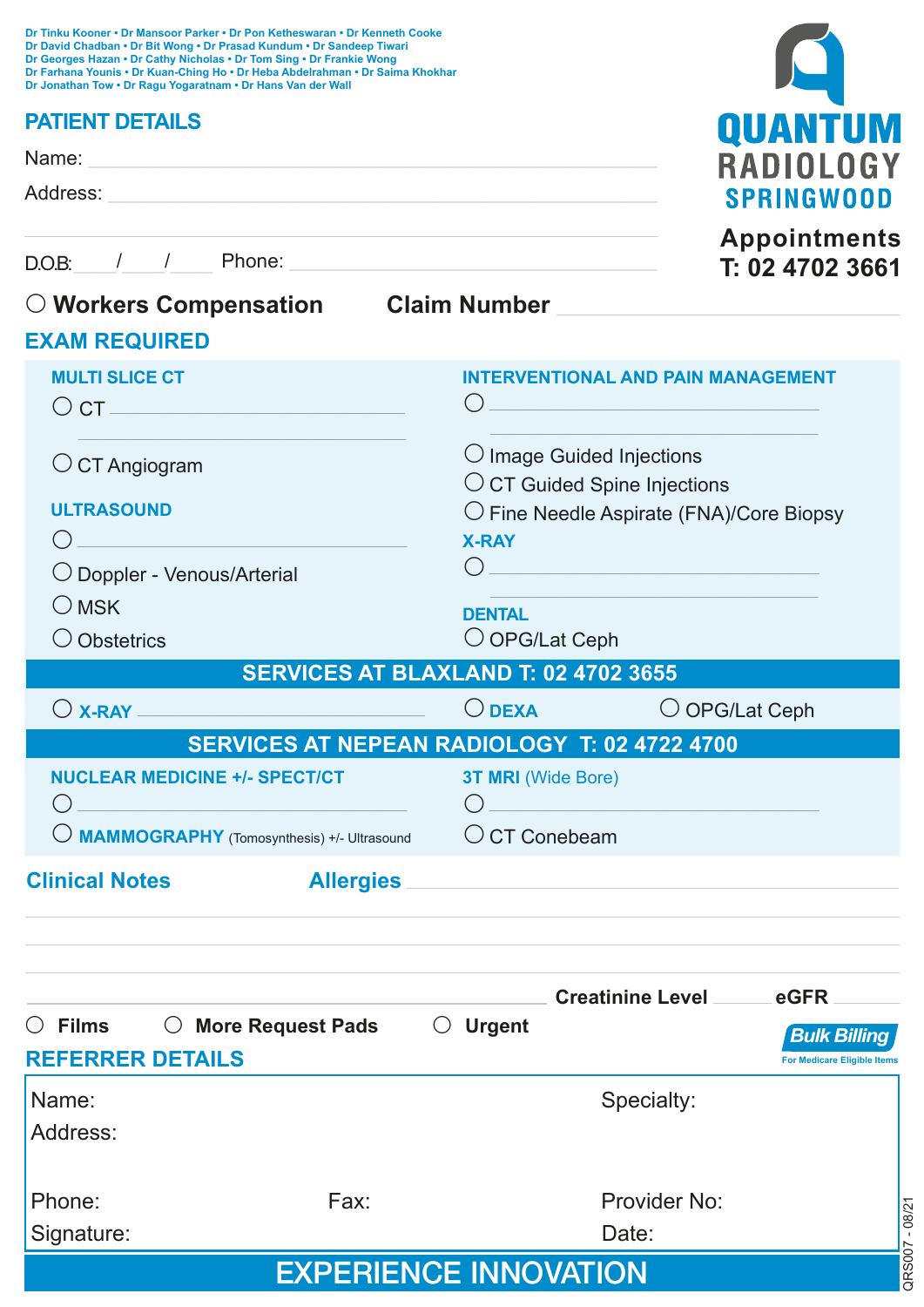Dr Tinku Kooner • Dr Mansoor Parker • Dr Pon Ketheswaran • Dr Kenneth Cooke
Dr David Chadban • Dr Bit Wong • Dr Prasad Kundum • Dr Sandeep Tiwari
Dr Georges Hazan • Dr Cathy Nicholas • Dr Tom Sing • Dr Frankie Wong
Dr Farhana Younis • Dr Kuan-Ching Ho • Dr Heba Abdelrahman • Dr Saima Khokhar
Dr Jonathan Tow • Dr Ragu Yogaratnam • Dr Hans Van der Wall

# QUANTUM RADIOLOGY SPRINGWOOD

**Appointments**
**T: 02 4702 3661**

## PATIENT DETAILS

Name: ______________________________

Address: ______________________________

______________________________

D.O.B: ___/___/___ Phone: ______________________________

○ **Workers Compensation** **Claim Number** ______________________________

## EXAM REQUIRED

### MULTI SLICE CT

○ CT ______________________________

○ CT Angiogram

### ULTRASOUND

○ ______________________________

○ Doppler - Venous/Arterial

○ MSK

○ Obstetrics

### INTERVENTIONAL AND PAIN MANAGEMENT

○ ______________________________

○ Image Guided Injections

○ CT Guided Spine Injections

○ Fine Needle Aspirate (FNA)/Core Biopsy

### X-RAY

○ ______________________________

### DENTAL

○ OPG/Lat Ceph

## SERVICES AT BLAXLAND T: 02 4702 3655

○ **X-RAY** ______________________________

○ **DEXA**

○ OPG/Lat Ceph

## SERVICES AT NEPEAN RADIOLOGY T: 02 4722 4700

### NUCLEAR MEDICINE +/- SPECT/CT

○ ______________________________

○ **MAMMOGRAPHY** (Tomosynthesis) +/- Ultrasound

### 3T MRI (Wide Bore)

○ ______________________________

○ CT Conebeam

## Clinical Notes

**Allergies** ______________________________

______________________________

______________________________

______________________________

______________________________ **Creatinine Level** ______ **eGFR** ______

○ **Films** ○ **More Request Pads** ○ **Urgent**

**Bulk Billing**
For Medicare Eligible Items

## REFERRER DETAILS

Name: Specialty:

Address:

Phone: Fax: Provider No:

Signature: Date:

QRS007 - 08/21

**EXPERIENCE INNOVATION**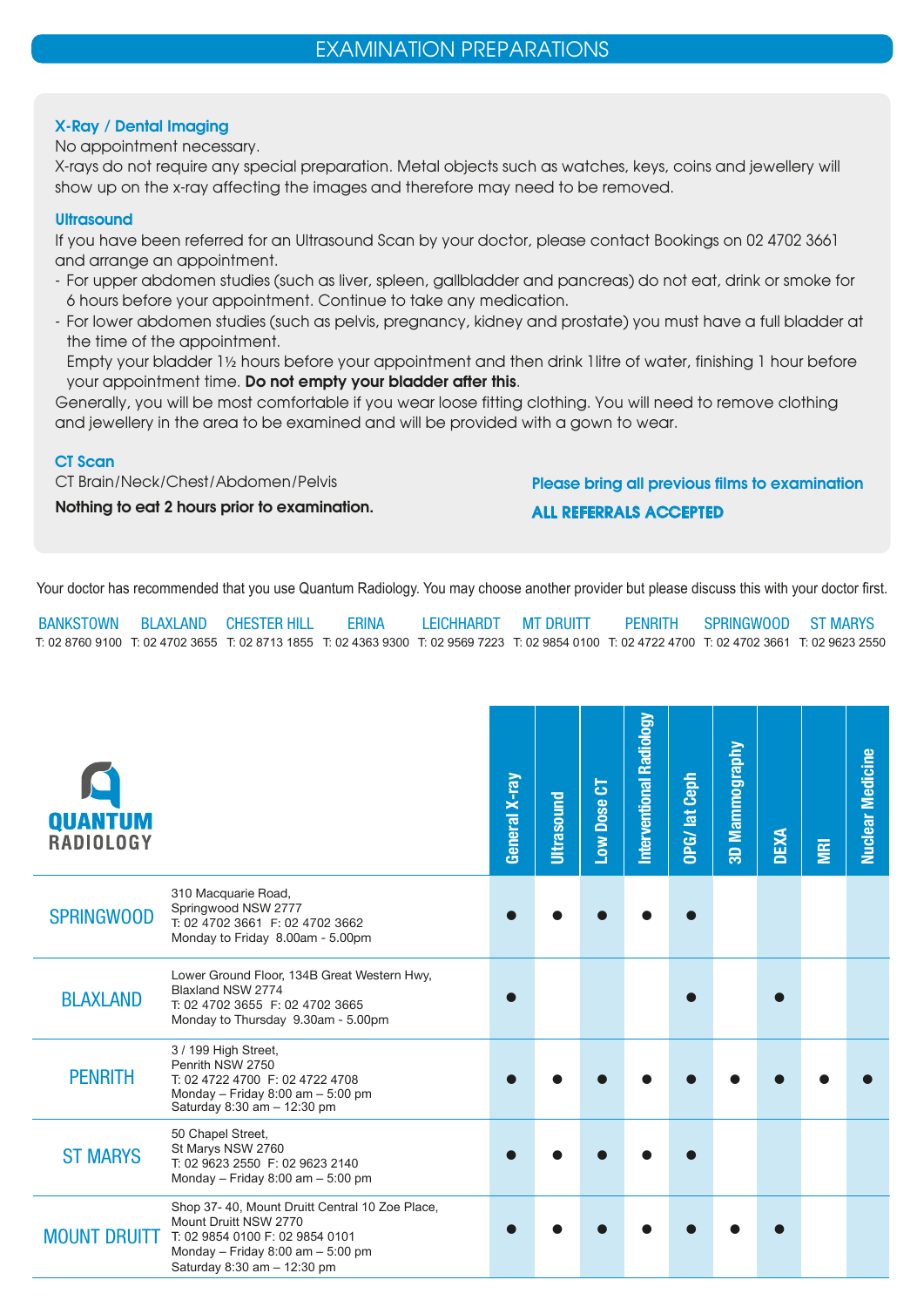## EXAMINATION PREPARATIONS

### X-Ray / Dental Imaging

No appointment necessary.
X-rays do not require any special preparation. Metal objects such as watches, keys, coins and jewellery will show up on the x-ray affecting the images and therefore may need to be removed.

### Ultrasound

If you have been referred for an Ultrasound Scan by your doctor, please contact Bookings on 02 4702 3661 and arrange an appointment.

- For upper abdomen studies (such as liver, spleen, gallbladder and pancreas) do not eat, drink or smoke for 6 hours before your appointment. Continue to take any medication.
- For lower abdomen studies (such as pelvis, pregnancy, kidney and prostate) you must have a full bladder at the time of the appointment.
  Empty your bladder 1½ hours before your appointment and then drink 1litre of water, finishing 1 hour before your appointment time. **Do not empty your bladder after this**.

Generally, you will be most comfortable if you wear loose fitting clothing. You will need to remove clothing and jewellery in the area to be examined and will be provided with a gown to wear.

### CT Scan

CT Brain/Neck/Chest/Abdomen/Pelvis

**Nothing to eat 2 hours prior to examination.**

**Please bring all previous films to examination**

**ALL REFERRALS ACCEPTED**

Your doctor has recommended that you use Quantum Radiology. You may choose another provider but please discuss this with your doctor first.

| BANKSTOWN | BLAXLAND | CHESTER HILL | ERINA | LEICHHARDT | MT DRUITT | PENRITH | SPRINGWOOD | ST MARYS |
|---|---|---|---|---|---|---|---|---|
| T: 02 8760 9100 | T: 02 4702 3655 | T: 02 8713 1855 | T: 02 4363 9300 | T: 02 9569 7223 | T: 02 9854 0100 | T: 02 4722 4700 | T: 02 4702 3661 | T: 02 9623 2550 |

**QUANTUM RADIOLOGY**

| Location | Details | General X-ray | Ultrasound | Low Dose CT | Interventional Radiology | OPG/ lat Ceph | 3D Mammography | DEXA | MRI | Nuclear Medicine |
|---|---|---|---|---|---|---|---|---|---|---|
| SPRINGWOOD | 310 Macquarie Road, Springwood NSW 2777<br>T: 02 4702 3661 F: 02 4702 3662<br>Monday to Friday 8.00am - 5.00pm | ● | ● | ● | ● | ● | | | | |
| BLAXLAND | Lower Ground Floor, 134B Great Western Hwy, Blaxland NSW 2774<br>T: 02 4702 3655 F: 02 4702 3665<br>Monday to Thursday 9.30am - 5.00pm | ● | | | | ● | | ● | | |
| PENRITH | 3 / 199 High Street, Penrith NSW 2750<br>T: 02 4722 4700 F: 02 4722 4708<br>Monday – Friday 8:00 am – 5:00 pm<br>Saturday 8:30 am – 12:30 pm | ● | ● | ● | ● | ● | ● | ● | ● | ● |
| ST MARYS | 50 Chapel Street, St Marys NSW 2760<br>T: 02 9623 2550 F: 02 9623 2140<br>Monday – Friday 8:00 am – 5:00 pm | ● | ● | ● | ● | ● | | | | |
| MOUNT DRUITT | Shop 37- 40, Mount Druitt Central 10 Zoe Place, Mount Druitt NSW 2770<br>T: 02 9854 0100 F: 02 9854 0101<br>Monday – Friday 8:00 am – 5:00 pm<br>Saturday 8:30 am – 12:30 pm | ● | ● | ● | ● | ● | ● | ● | | |